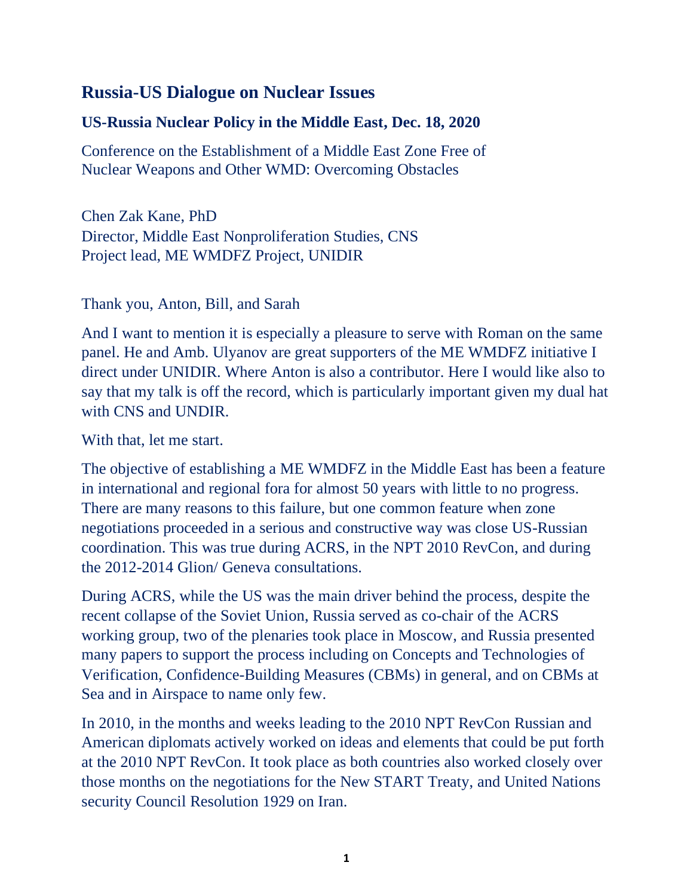## Russia-US Dialogue on Nuclear Issues

### US-Russia Nuclear Policy in the Middle East, Dec. 18, 2020

Conference on the Establishment of a Middle East Zone Free of Nuclear Weapons and Other WMD: Overcoming Obstacles

Chen Zak Kane, PhD
Director, Middle East Nonproliferation Studies, CNS
Project lead, ME WMDFZ Project, UNIDIR

Thank you, Anton, Bill, and Sarah

And I want to mention it is especially a pleasure to serve with Roman on the same panel. He and Amb. Ulyanov are great supporters of the ME WMDFZ initiative I direct under UNIDIR. Where Anton is also a contributor. Here I would like also to say that my talk is off the record, which is particularly important given my dual hat with CNS and UNDIR.

With that, let me start.

The objective of establishing a ME WMDFZ in the Middle East has been a feature in international and regional fora for almost 50 years with little to no progress. There are many reasons to this failure, but one common feature when zone negotiations proceeded in a serious and constructive way was close US-Russian coordination. This was true during ACRS, in the NPT 2010 RevCon, and during the 2012-2014 Glion/ Geneva consultations.

During ACRS, while the US was the main driver behind the process, despite the recent collapse of the Soviet Union, Russia served as co-chair of the ACRS working group, two of the plenaries took place in Moscow, and Russia presented many papers to support the process including on Concepts and Technologies of Verification, Confidence-Building Measures (CBMs) in general, and on CBMs at Sea and in Airspace to name only few.

In 2010, in the months and weeks leading to the 2010 NPT RevCon Russian and American diplomats actively worked on ideas and elements that could be put forth at the 2010 NPT RevCon. It took place as both countries also worked closely over those months on the negotiations for the New START Treaty, and United Nations security Council Resolution 1929 on Iran.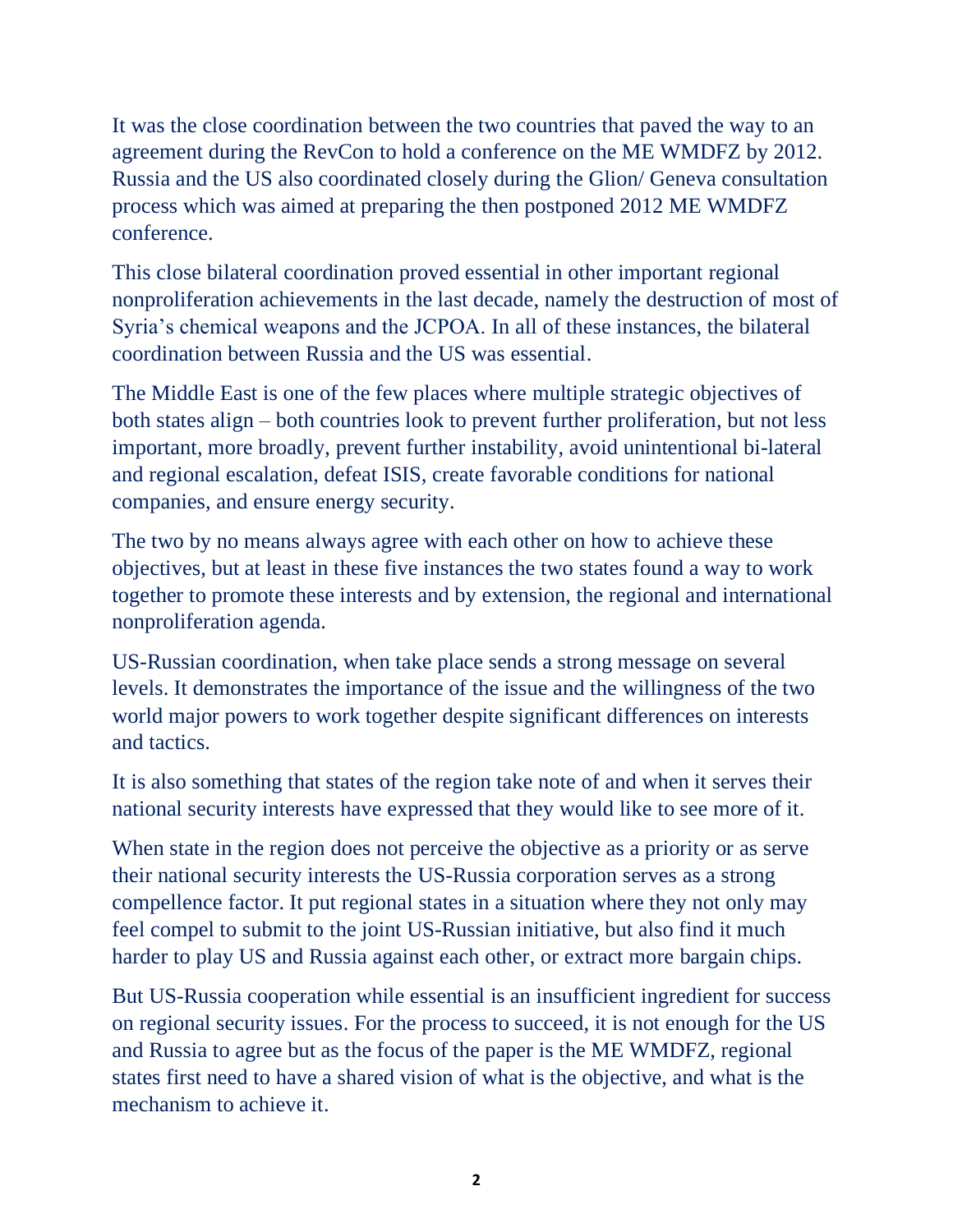It was the close coordination between the two countries that paved the way to an agreement during the RevCon to hold a conference on the ME WMDFZ by 2012. Russia and the US also coordinated closely during the Glion/ Geneva consultation process which was aimed at preparing the then postponed 2012 ME WMDFZ conference.

This close bilateral coordination proved essential in other important regional nonproliferation achievements in the last decade, namely the destruction of most of Syria's chemical weapons and the JCPOA. In all of these instances, the bilateral coordination between Russia and the US was essential.

The Middle East is one of the few places where multiple strategic objectives of both states align – both countries look to prevent further proliferation, but not less important, more broadly, prevent further instability, avoid unintentional bi-lateral and regional escalation, defeat ISIS, create favorable conditions for national companies, and ensure energy security.

The two by no means always agree with each other on how to achieve these objectives, but at least in these five instances the two states found a way to work together to promote these interests and by extension, the regional and international nonproliferation agenda.

US-Russian coordination, when take place sends a strong message on several levels. It demonstrates the importance of the issue and the willingness of the two world major powers to work together despite significant differences on interests and tactics.

It is also something that states of the region take note of and when it serves their national security interests have expressed that they would like to see more of it.

When state in the region does not perceive the objective as a priority or as serve their national security interests the US-Russia corporation serves as a strong compellence factor. It put regional states in a situation where they not only may feel compel to submit to the joint US-Russian initiative, but also find it much harder to play US and Russia against each other, or extract more bargain chips.

But US-Russia cooperation while essential is an insufficient ingredient for success on regional security issues. For the process to succeed, it is not enough for the US and Russia to agree but as the focus of the paper is the ME WMDFZ, regional states first need to have a shared vision of what is the objective, and what is the mechanism to achieve it.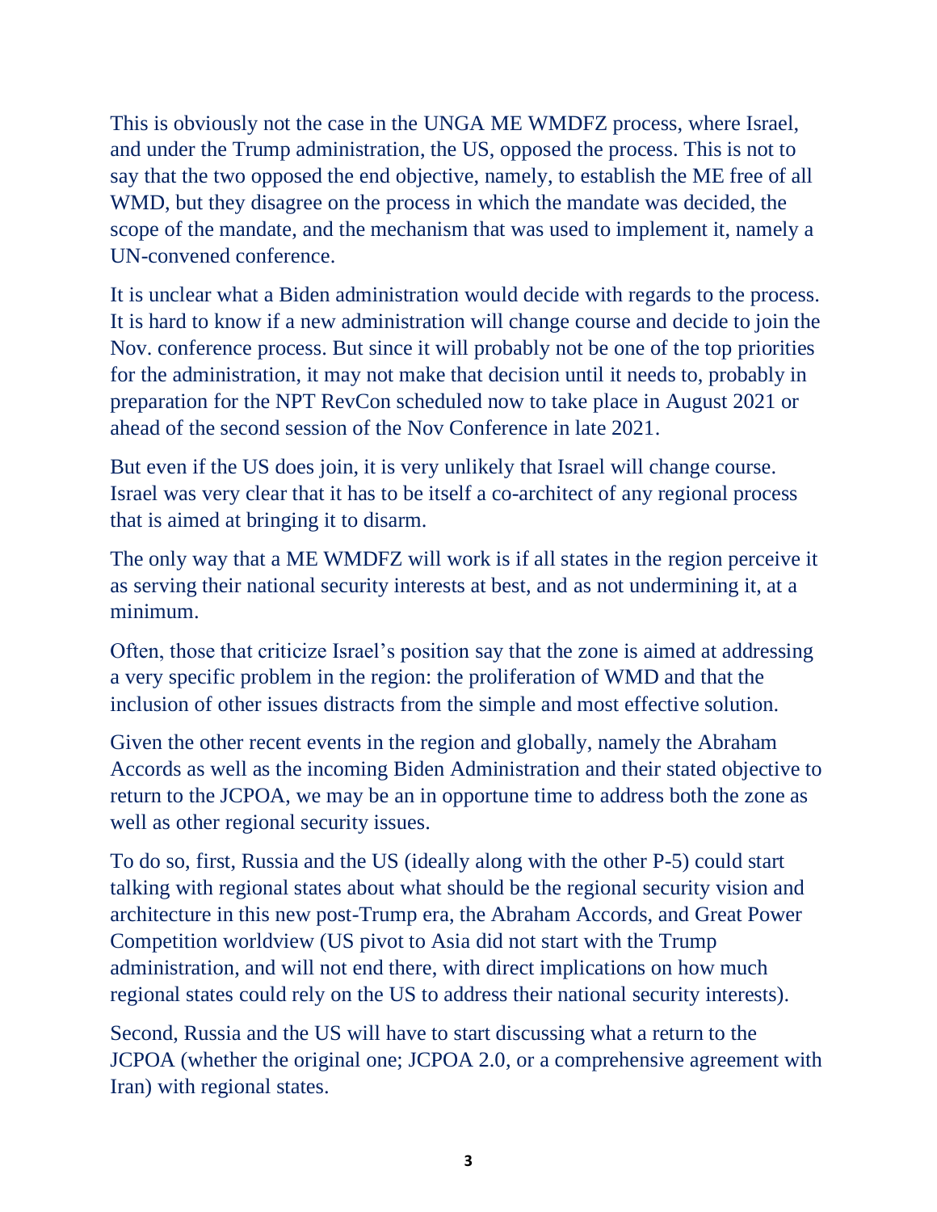This is obviously not the case in the UNGA ME WMDFZ process, where Israel, and under the Trump administration, the US, opposed the process. This is not to say that the two opposed the end objective, namely, to establish the ME free of all WMD, but they disagree on the process in which the mandate was decided, the scope of the mandate, and the mechanism that was used to implement it, namely a UN-convened conference.

It is unclear what a Biden administration would decide with regards to the process. It is hard to know if a new administration will change course and decide to join the Nov. conference process. But since it will probably not be one of the top priorities for the administration, it may not make that decision until it needs to, probably in preparation for the NPT RevCon scheduled now to take place in August 2021 or ahead of the second session of the Nov Conference in late 2021.

But even if the US does join, it is very unlikely that Israel will change course. Israel was very clear that it has to be itself a co-architect of any regional process that is aimed at bringing it to disarm.

The only way that a ME WMDFZ will work is if all states in the region perceive it as serving their national security interests at best, and as not undermining it, at a minimum.

Often, those that criticize Israel's position say that the zone is aimed at addressing a very specific problem in the region: the proliferation of WMD and that the inclusion of other issues distracts from the simple and most effective solution.

Given the other recent events in the region and globally, namely the Abraham Accords as well as the incoming Biden Administration and their stated objective to return to the JCPOA, we may be an in opportune time to address both the zone as well as other regional security issues.

To do so, first, Russia and the US (ideally along with the other P-5) could start talking with regional states about what should be the regional security vision and architecture in this new post-Trump era, the Abraham Accords, and Great Power Competition worldview (US pivot to Asia did not start with the Trump administration, and will not end there, with direct implications on how much regional states could rely on the US to address their national security interests).

Second, Russia and the US will have to start discussing what a return to the JCPOA (whether the original one; JCPOA 2.0, or a comprehensive agreement with Iran) with regional states.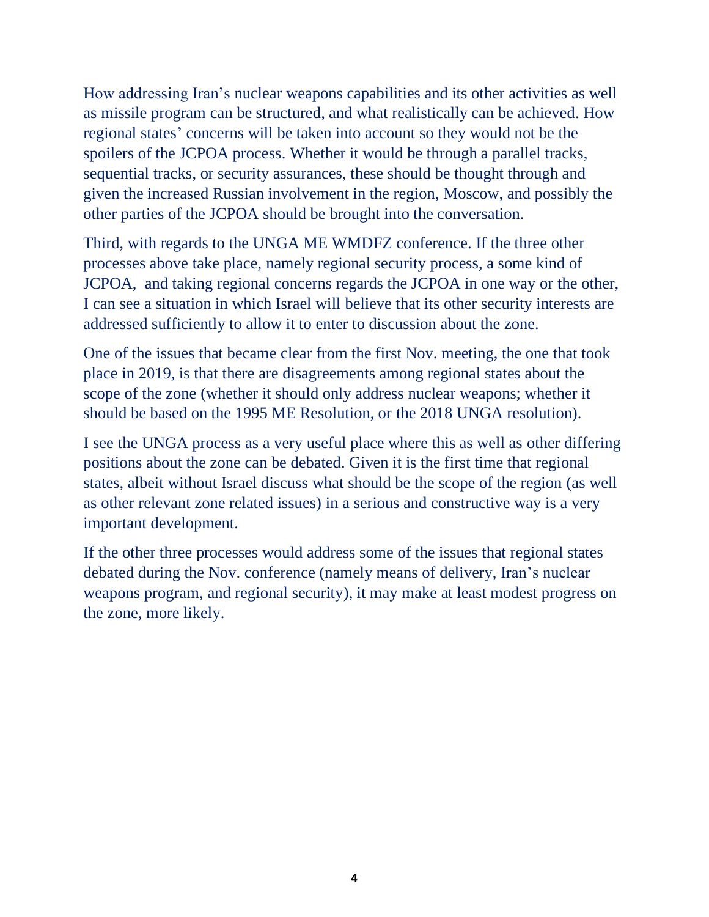How addressing Iran's nuclear weapons capabilities and its other activities as well as missile program can be structured, and what realistically can be achieved. How regional states' concerns will be taken into account so they would not be the spoilers of the JCPOA process. Whether it would be through a parallel tracks, sequential tracks, or security assurances, these should be thought through and given the increased Russian involvement in the region, Moscow, and possibly the other parties of the JCPOA should be brought into the conversation.

Third, with regards to the UNGA ME WMDFZ conference. If the three other processes above take place, namely regional security process, a some kind of JCPOA, and taking regional concerns regards the JCPOA in one way or the other, I can see a situation in which Israel will believe that its other security interests are addressed sufficiently to allow it to enter to discussion about the zone.

One of the issues that became clear from the first Nov. meeting, the one that took place in 2019, is that there are disagreements among regional states about the scope of the zone (whether it should only address nuclear weapons; whether it should be based on the 1995 ME Resolution, or the 2018 UNGA resolution).

I see the UNGA process as a very useful place where this as well as other differing positions about the zone can be debated. Given it is the first time that regional states, albeit without Israel discuss what should be the scope of the region (as well as other relevant zone related issues) in a serious and constructive way is a very important development.

If the other three processes would address some of the issues that regional states debated during the Nov. conference (namely means of delivery, Iran's nuclear weapons program, and regional security), it may make at least modest progress on the zone, more likely.